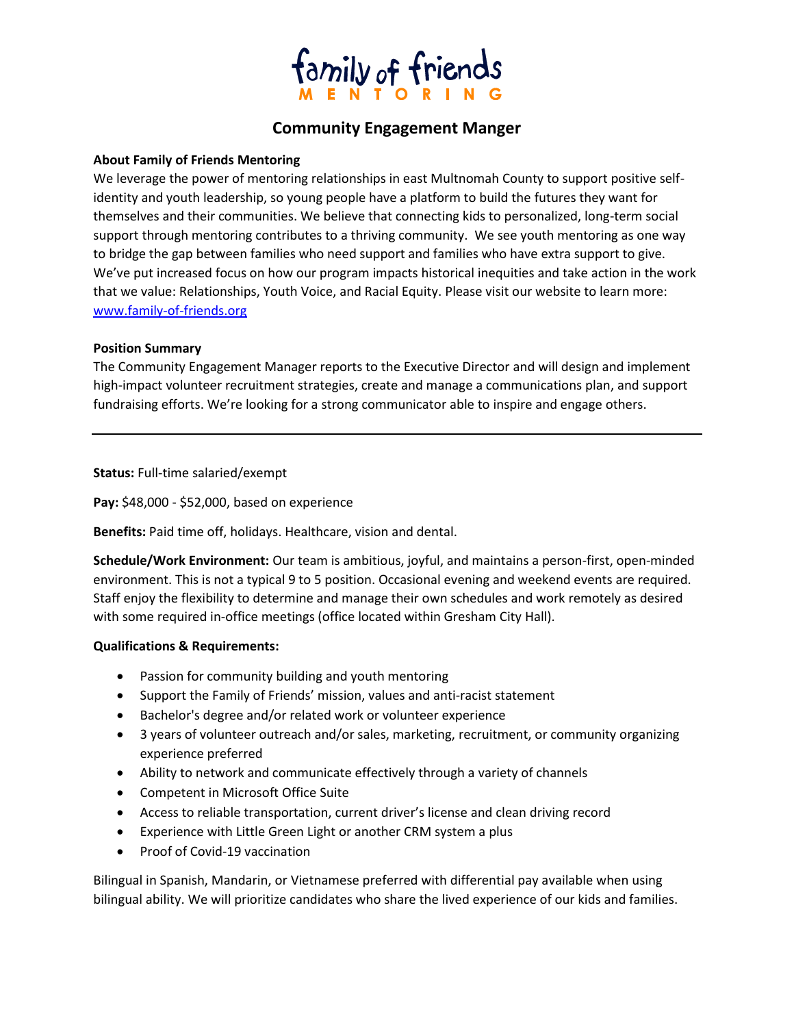family of friends
MENTORING

# Community Engagement Manger

**About Family of Friends Mentoring**

We leverage the power of mentoring relationships in east Multnomah County to support positive self-identity and youth leadership, so young people have a platform to build the futures they want for themselves and their communities. We believe that connecting kids to personalized, long-term social support through mentoring contributes to a thriving community. We see youth mentoring as one way to bridge the gap between families who need support and families who have extra support to give. We've put increased focus on how our program impacts historical inequities and take action in the work that we value: Relationships, Youth Voice, and Racial Equity. Please visit our website to learn more: [www.family-of-friends.org](www.family-of-friends.org)

**Position Summary**

The Community Engagement Manager reports to the Executive Director and will design and implement high-impact volunteer recruitment strategies, create and manage a communications plan, and support fundraising efforts. We're looking for a strong communicator able to inspire and engage others.

---

**Status:** Full-time salaried/exempt

**Pay:** $48,000 - $52,000, based on experience

**Benefits:** Paid time off, holidays. Healthcare, vision and dental.

**Schedule/Work Environment:** Our team is ambitious, joyful, and maintains a person-first, open-minded environment. This is not a typical 9 to 5 position. Occasional evening and weekend events are required. Staff enjoy the flexibility to determine and manage their own schedules and work remotely as desired with some required in-office meetings (office located within Gresham City Hall).

**Qualifications & Requirements:**

- Passion for community building and youth mentoring
- Support the Family of Friends' mission, values and anti-racist statement
- Bachelor's degree and/or related work or volunteer experience
- 3 years of volunteer outreach and/or sales, marketing, recruitment, or community organizing experience preferred
- Ability to network and communicate effectively through a variety of channels
- Competent in Microsoft Office Suite
- Access to reliable transportation, current driver's license and clean driving record
- Experience with Little Green Light or another CRM system a plus
- Proof of Covid-19 vaccination

Bilingual in Spanish, Mandarin, or Vietnamese preferred with differential pay available when using bilingual ability. We will prioritize candidates who share the lived experience of our kids and families.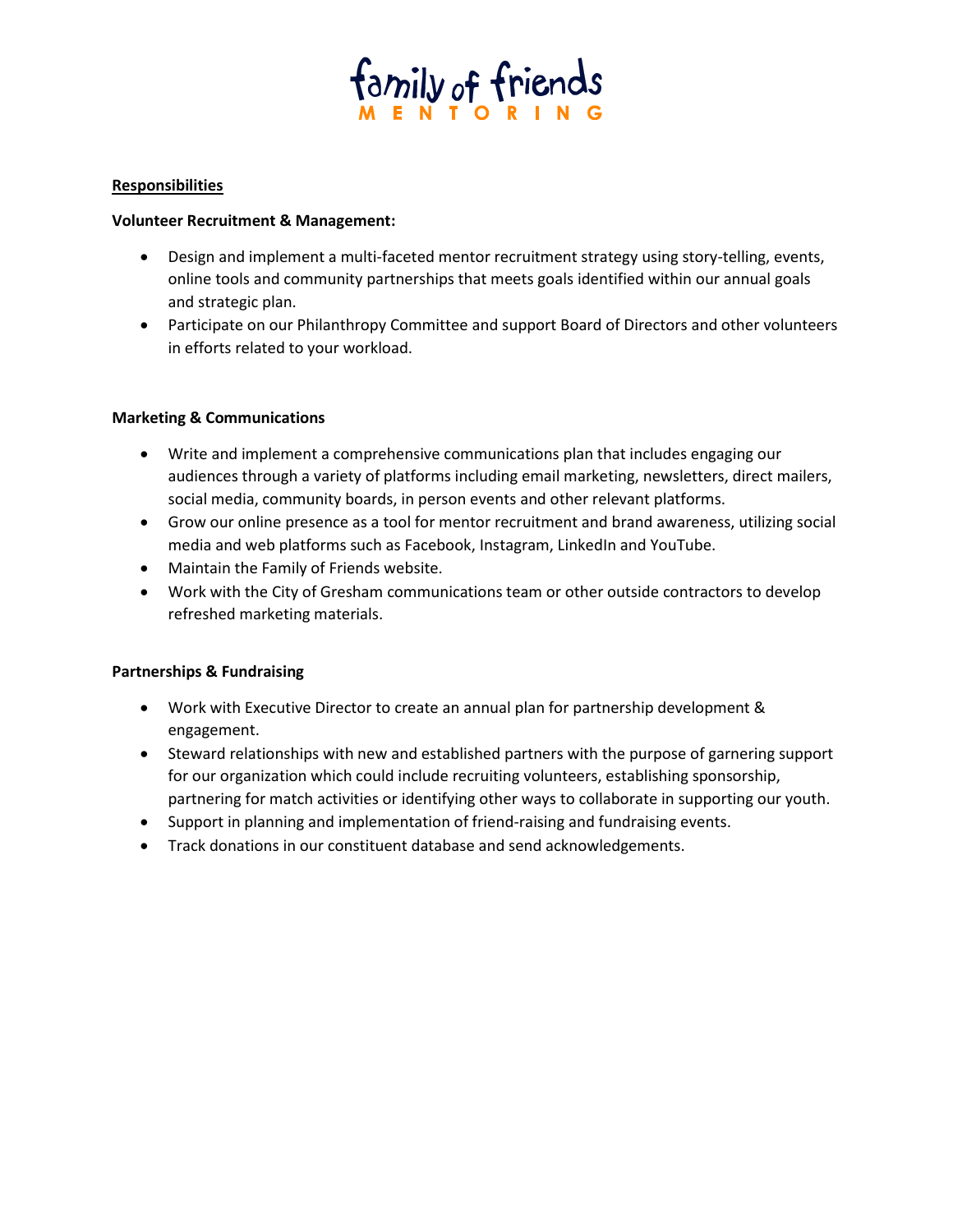**Responsibilities**

**Volunteer Recruitment & Management:**

- Design and implement a multi-faceted mentor recruitment strategy using story-telling, events, online tools and community partnerships that meets goals identified within our annual goals and strategic plan.
- Participate on our Philanthropy Committee and support Board of Directors and other volunteers in efforts related to your workload.

**Marketing & Communications**

- Write and implement a comprehensive communications plan that includes engaging our audiences through a variety of platforms including email marketing, newsletters, direct mailers, social media, community boards, in person events and other relevant platforms.
- Grow our online presence as a tool for mentor recruitment and brand awareness, utilizing social media and web platforms such as Facebook, Instagram, LinkedIn and YouTube.
- Maintain the Family of Friends website.
- Work with the City of Gresham communications team or other outside contractors to develop refreshed marketing materials.

**Partnerships & Fundraising**

- Work with Executive Director to create an annual plan for partnership development & engagement.
- Steward relationships with new and established partners with the purpose of garnering support for our organization which could include recruiting volunteers, establishing sponsorship, partnering for match activities or identifying other ways to collaborate in supporting our youth.
- Support in planning and implementation of friend-raising and fundraising events.
- Track donations in our constituent database and send acknowledgements.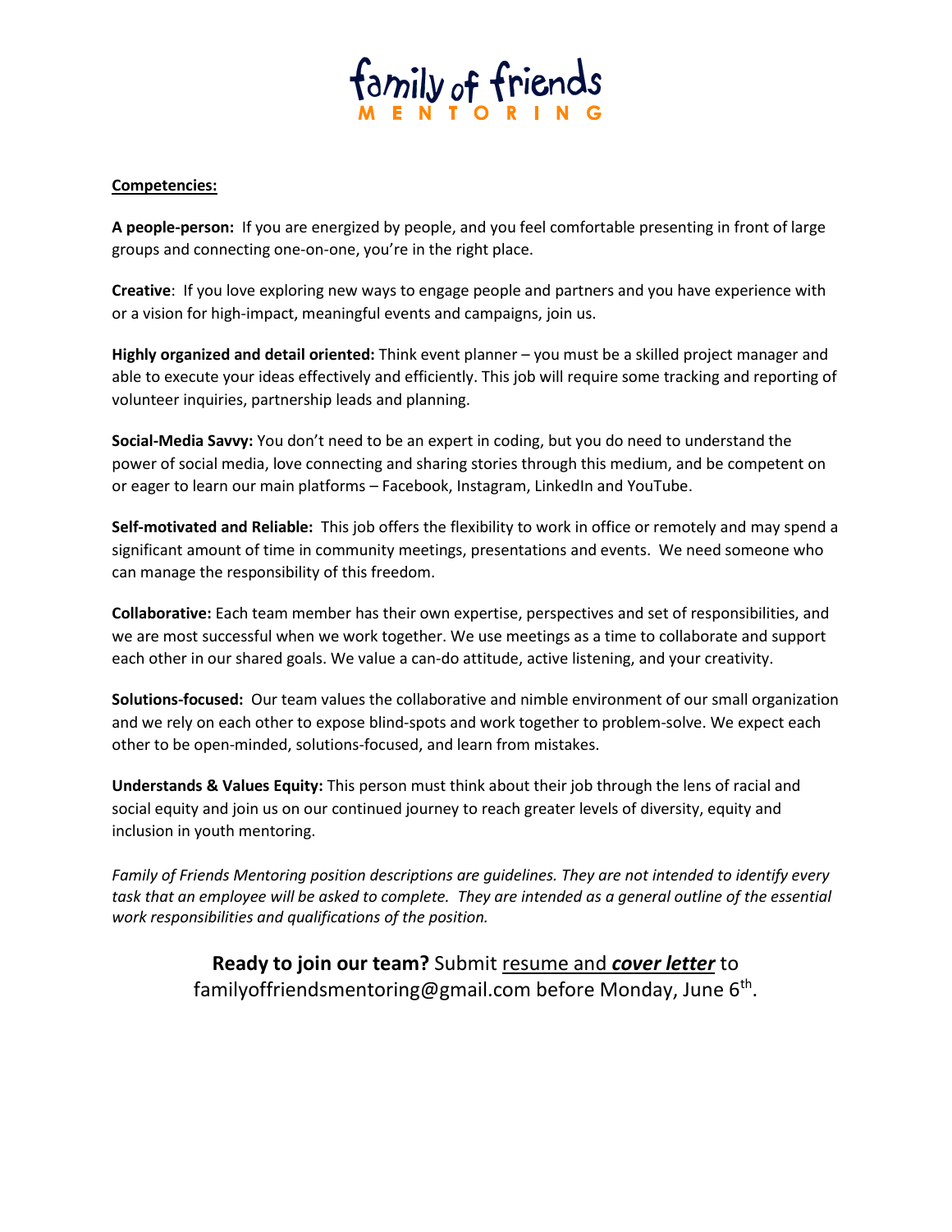**Competencies:**

**A people-person:** If you are energized by people, and you feel comfortable presenting in front of large groups and connecting one-on-one, you're in the right place.

**Creative**: If you love exploring new ways to engage people and partners and you have experience with or a vision for high-impact, meaningful events and campaigns, join us.

**Highly organized and detail oriented:** Think event planner – you must be a skilled project manager and able to execute your ideas effectively and efficiently. This job will require some tracking and reporting of volunteer inquiries, partnership leads and planning.

**Social-Media Savvy:** You don't need to be an expert in coding, but you do need to understand the power of social media, love connecting and sharing stories through this medium, and be competent on or eager to learn our main platforms – Facebook, Instagram, LinkedIn and YouTube.

**Self-motivated and Reliable:** This job offers the flexibility to work in office or remotely and may spend a significant amount of time in community meetings, presentations and events. We need someone who can manage the responsibility of this freedom.

**Collaborative:** Each team member has their own expertise, perspectives and set of responsibilities, and we are most successful when we work together. We use meetings as a time to collaborate and support each other in our shared goals. We value a can-do attitude, active listening, and your creativity.

**Solutions-focused:** Our team values the collaborative and nimble environment of our small organization and we rely on each other to expose blind-spots and work together to problem-solve. We expect each other to be open-minded, solutions-focused, and learn from mistakes.

**Understands & Values Equity:** This person must think about their job through the lens of racial and social equity and join us on our continued journey to reach greater levels of diversity, equity and inclusion in youth mentoring.

*Family of Friends Mentoring position descriptions are guidelines. They are not intended to identify every task that an employee will be asked to complete. They are intended as a general outline of the essential work responsibilities and qualifications of the position.*

**Ready to join our team?** Submit resume and ***cover letter*** to familyoffriendsmentoring@gmail.com before Monday, June 6th.